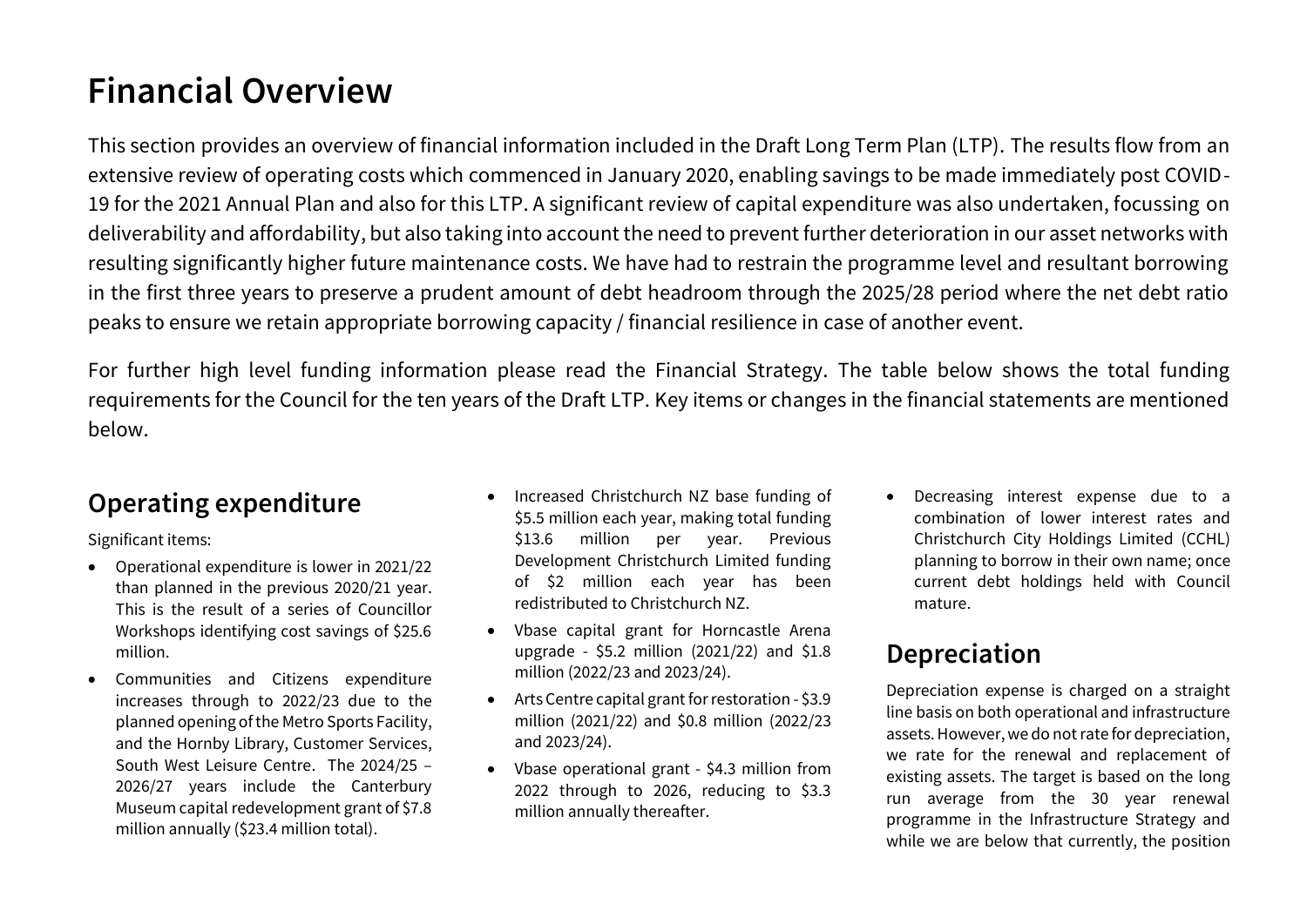# Financial Overview

This section provides an overview of financial information included in the Draft Long Term Plan (LTP). The results flow from an extensive review of operating costs which commenced in January 2020, enabling savings to be made immediately post COVID-19 for the 2021 Annual Plan and also for this LTP. A significant review of capital expenditure was also undertaken, focussing on deliverability and affordability, but also taking into account the need to prevent further deterioration in our asset networks with resulting significantly higher future maintenance costs. We have had to restrain the programme level and resultant borrowing in the first three years to preserve a prudent amount of debt headroom through the 2025/28 period where the net debt ratio peaks to ensure we retain appropriate borrowing capacity / financial resilience in case of another event.

For further high level funding information please read the Financial Strategy. The table below shows the total funding requirements for the Council for the ten years of the Draft LTP. Key items or changes in the financial statements are mentioned below.

## Operating expenditure

Significant items:

- Operational expenditure is lower in 2021/22 than planned in the previous 2020/21 year. This is the result of a series of Councillor Workshops identifying cost savings of $25.6 million.
- Communities and Citizens expenditure increases through to 2022/23 due to the planned opening of the Metro Sports Facility, and the Hornby Library, Customer Services, South West Leisure Centre. The 2024/25 – 2026/27 years include the Canterbury Museum capital redevelopment grant of $7.8 million annually ($23.4 million total).
- Increased Christchurch NZ base funding of $5.5 million each year, making total funding $13.6 million per year. Previous Development Christchurch Limited funding of $2 million each year has been redistributed to Christchurch NZ.
- Vbase capital grant for Horncastle Arena upgrade - $5.2 million (2021/22) and $1.8 million (2022/23 and 2023/24).
- Arts Centre capital grant for restoration - $3.9 million (2021/22) and $0.8 million (2022/23 and 2023/24).
- Vbase operational grant - $4.3 million from 2022 through to 2026, reducing to $3.3 million annually thereafter.
- Decreasing interest expense due to a combination of lower interest rates and Christchurch City Holdings Limited (CCHL) planning to borrow in their own name; once current debt holdings held with Council mature.

## Depreciation

Depreciation expense is charged on a straight line basis on both operational and infrastructure assets. However, we do not rate for depreciation, we rate for the renewal and replacement of existing assets. The target is based on the long run average from the 30 year renewal programme in the Infrastructure Strategy and while we are below that currently, the position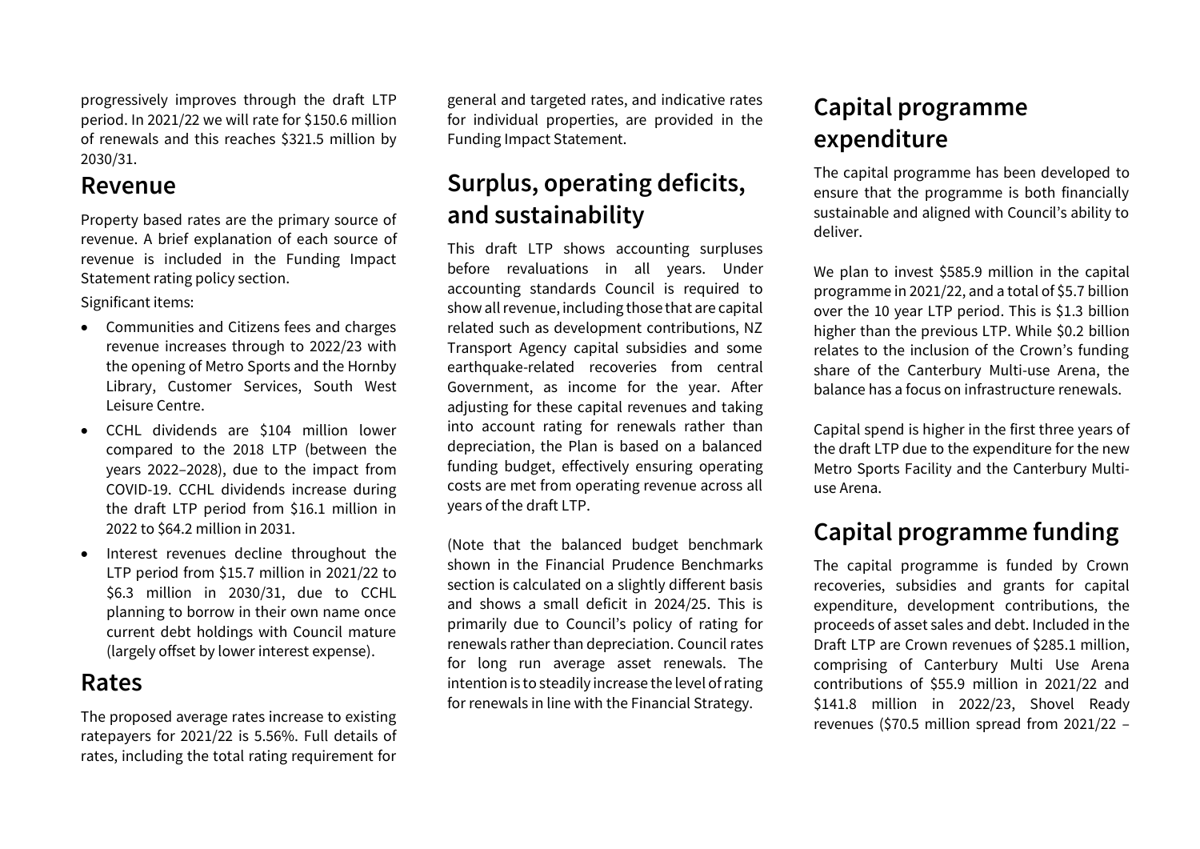progressively improves through the draft LTP period. In 2021/22 we will rate for $150.6 million of renewals and this reaches $321.5 million by 2030/31.

## Revenue

Property based rates are the primary source of revenue. A brief explanation of each source of revenue is included in the Funding Impact Statement rating policy section.

Significant items:

- Communities and Citizens fees and charges revenue increases through to 2022/23 with the opening of Metro Sports and the Hornby Library, Customer Services, South West Leisure Centre.
- CCHL dividends are $104 million lower compared to the 2018 LTP (between the years 2022–2028), due to the impact from COVID-19. CCHL dividends increase during the draft LTP period from $16.1 million in 2022 to $64.2 million in 2031.
- Interest revenues decline throughout the LTP period from $15.7 million in 2021/22 to $6.3 million in 2030/31, due to CCHL planning to borrow in their own name once current debt holdings with Council mature (largely offset by lower interest expense).

## Rates

The proposed average rates increase to existing ratepayers for 2021/22 is 5.56%. Full details of rates, including the total rating requirement for general and targeted rates, and indicative rates for individual properties, are provided in the Funding Impact Statement.

## Surplus, operating deficits, and sustainability

This draft LTP shows accounting surpluses before revaluations in all years. Under accounting standards Council is required to show all revenue, including those that are capital related such as development contributions, NZ Transport Agency capital subsidies and some earthquake-related recoveries from central Government, as income for the year. After adjusting for these capital revenues and taking into account rating for renewals rather than depreciation, the Plan is based on a balanced funding budget, effectively ensuring operating costs are met from operating revenue across all years of the draft LTP.

(Note that the balanced budget benchmark shown in the Financial Prudence Benchmarks section is calculated on a slightly different basis and shows a small deficit in 2024/25. This is primarily due to Council's policy of rating for renewals rather than depreciation. Council rates for long run average asset renewals. The intention is to steadily increase the level of rating for renewals in line with the Financial Strategy.

## Capital programme expenditure

The capital programme has been developed to ensure that the programme is both financially sustainable and aligned with Council's ability to deliver.

We plan to invest $585.9 million in the capital programme in 2021/22, and a total of $5.7 billion over the 10 year LTP period. This is $1.3 billion higher than the previous LTP. While $0.2 billion relates to the inclusion of the Crown's funding share of the Canterbury Multi-use Arena, the balance has a focus on infrastructure renewals.

Capital spend is higher in the first three years of the draft LTP due to the expenditure for the new Metro Sports Facility and the Canterbury Multi-use Arena.

## Capital programme funding

The capital programme is funded by Crown recoveries, subsidies and grants for capital expenditure, development contributions, the proceeds of asset sales and debt. Included in the Draft LTP are Crown revenues of $285.1 million, comprising of Canterbury Multi Use Arena contributions of $55.9 million in 2021/22 and $141.8 million in 2022/23, Shovel Ready revenues ($70.5 million spread from 2021/22 –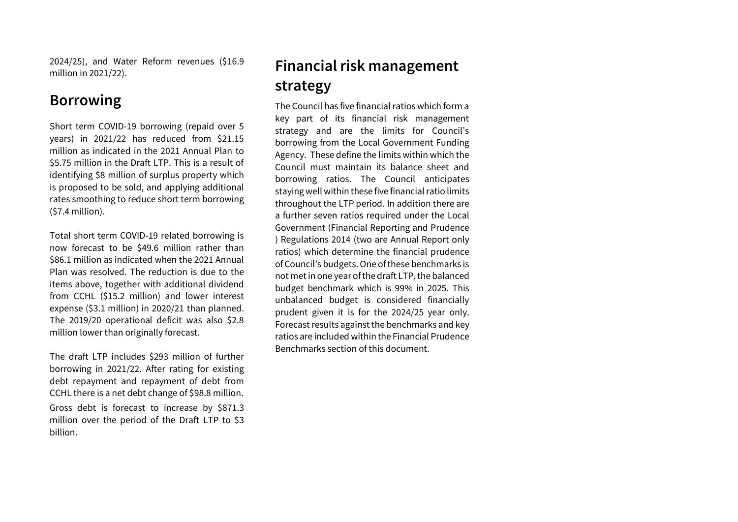2024/25), and Water Reform revenues ($16.9 million in 2021/22).

## Borrowing

Short term COVID-19 borrowing (repaid over 5 years) in 2021/22 has reduced from $21.15 million as indicated in the 2021 Annual Plan to $5.75 million in the Draft LTP. This is a result of identifying $8 million of surplus property which is proposed to be sold, and applying additional rates smoothing to reduce short term borrowing ($7.4 million).

Total short term COVID-19 related borrowing is now forecast to be $49.6 million rather than $86.1 million as indicated when the 2021 Annual Plan was resolved. The reduction is due to the items above, together with additional dividend from CCHL ($15.2 million) and lower interest expense ($3.1 million) in 2020/21 than planned. The 2019/20 operational deficit was also $2.8 million lower than originally forecast.

The draft LTP includes $293 million of further borrowing in 2021/22. After rating for existing debt repayment and repayment of debt from CCHL there is a net debt change of $98.8 million. Gross debt is forecast to increase by $871.3 million over the period of the Draft LTP to $3 billion.

## Financial risk management strategy

The Council has five financial ratios which form a key part of its financial risk management strategy and are the limits for Council's borrowing from the Local Government Funding Agency. These define the limits within which the Council must maintain its balance sheet and borrowing ratios. The Council anticipates staying well within these five financial ratio limits throughout the LTP period. In addition there are a further seven ratios required under the Local Government (Financial Reporting and Prudence ) Regulations 2014 (two are Annual Report only ratios) which determine the financial prudence of Council's budgets. One of these benchmarks is not met in one year of the draft LTP, the balanced budget benchmark which is 99% in 2025. This unbalanced budget is considered financially prudent given it is for the 2024/25 year only. Forecast results against the benchmarks and key ratios are included within the Financial Prudence Benchmarks section of this document.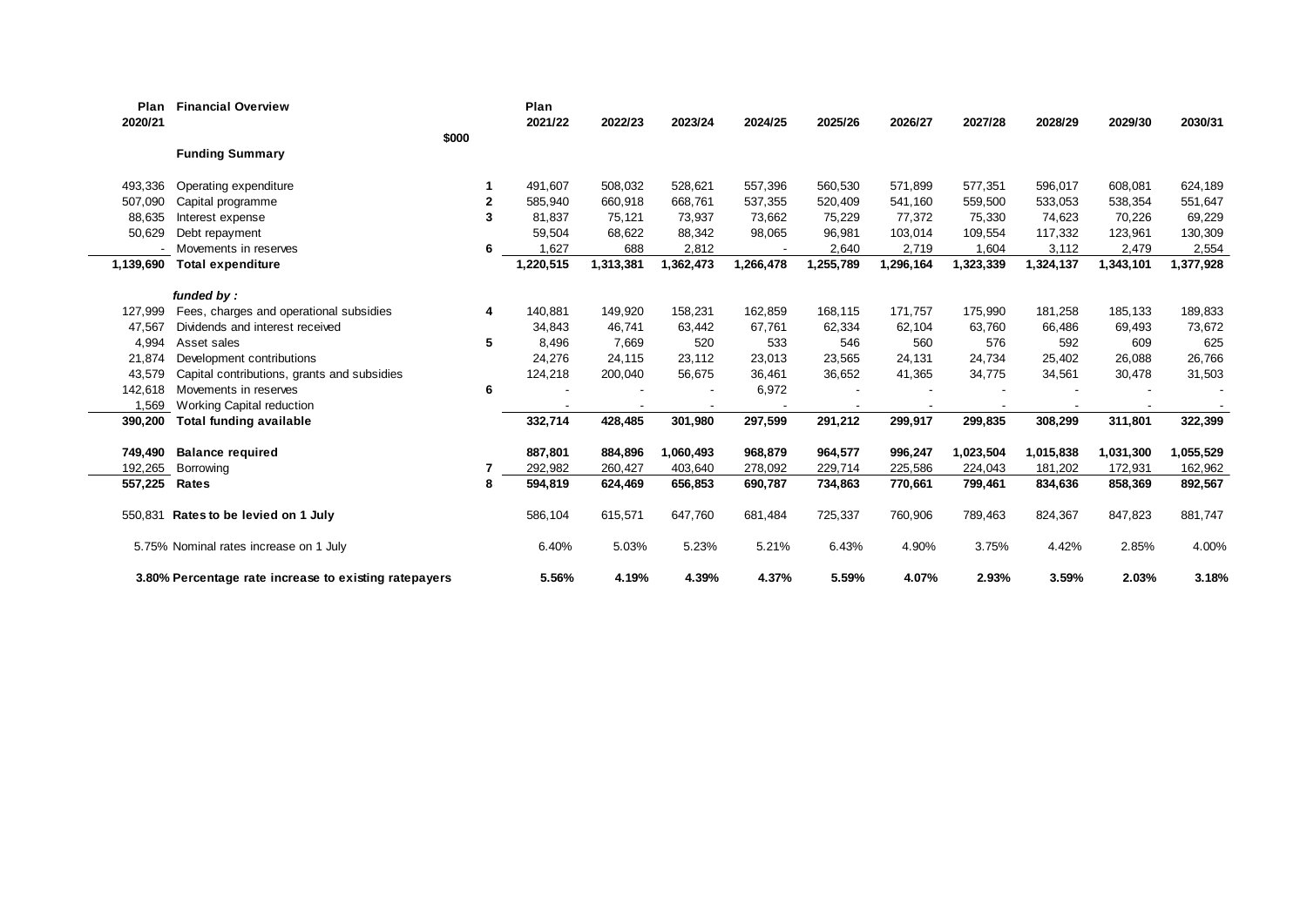| Plan 2020/21 | Financial Overview | | Plan 2021/22 | 2022/23 | 2023/24 | 2024/25 | 2025/26 | 2026/27 | 2027/28 | 2028/29 | 2029/30 | 2030/31 |
|---|---|---|---|---|---|---|---|---|---|---|---|---|
| | $000 | | | | | | | | | | | |
| | **Funding Summary** | | | | | | | | | | | |
| 493,336 | Operating expenditure | 1 | 491,607 | 508,032 | 528,621 | 557,396 | 560,530 | 571,899 | 577,351 | 596,017 | 608,081 | 624,189 |
| 507,090 | Capital programme | 2 | 585,940 | 660,918 | 668,761 | 537,355 | 520,409 | 541,160 | 559,500 | 533,053 | 538,354 | 551,647 |
| 88,635 | Interest expense | 3 | 81,837 | 75,121 | 73,937 | 73,662 | 75,229 | 77,372 | 75,330 | 74,623 | 70,226 | 69,229 |
| 50,629 | Debt repayment | | 59,504 | 68,622 | 88,342 | 98,065 | 96,981 | 103,014 | 109,554 | 117,332 | 123,961 | 130,309 |
| - | Movements in reserves | 6 | 1,627 | 688 | 2,812 | - | 2,640 | 2,719 | 1,604 | 3,112 | 2,479 | 2,554 |
| **1,139,690** | **Total expenditure** | | **1,220,515** | **1,313,381** | **1,362,473** | **1,266,478** | **1,255,789** | **1,296,164** | **1,323,339** | **1,324,137** | **1,343,101** | **1,377,928** |
| | ***funded by :*** | | | | | | | | | | | |
| 127,999 | Fees, charges and operational subsidies | 4 | 140,881 | 149,920 | 158,231 | 162,859 | 168,115 | 171,757 | 175,990 | 181,258 | 185,133 | 189,833 |
| 47,567 | Dividends and interest received | | 34,843 | 46,741 | 63,442 | 67,761 | 62,334 | 62,104 | 63,760 | 66,486 | 69,493 | 73,672 |
| 4,994 | Asset sales | 5 | 8,496 | 7,669 | 520 | 533 | 546 | 560 | 576 | 592 | 609 | 625 |
| 21,874 | Development contributions | | 24,276 | 24,115 | 23,112 | 23,013 | 23,565 | 24,131 | 24,734 | 25,402 | 26,088 | 26,766 |
| 43,579 | Capital contributions, grants and subsidies | | 124,218 | 200,040 | 56,675 | 36,461 | 36,652 | 41,365 | 34,775 | 34,561 | 30,478 | 31,503 |
| 142,618 | Movements in reserves | 6 | - | - | - | 6,972 | - | - | - | - | - | - |
| 1,569 | Working Capital reduction | | - | - | - | - | - | - | - | - | - | - |
| **390,200** | **Total funding available** | | **332,714** | **428,485** | **301,980** | **297,599** | **291,212** | **299,917** | **299,835** | **308,299** | **311,801** | **322,399** |
| **749,490** | **Balance required** | | **887,801** | **884,896** | **1,060,493** | **968,879** | **964,577** | **996,247** | **1,023,504** | **1,015,838** | **1,031,300** | **1,055,529** |
| 192,265 | Borrowing | 7 | 292,982 | 260,427 | 403,640 | 278,092 | 229,714 | 225,586 | 224,043 | 181,202 | 172,931 | 162,962 |
| **557,225** | **Rates** | 8 | **594,819** | **624,469** | **656,853** | **690,787** | **734,863** | **770,661** | **799,461** | **834,636** | **858,369** | **892,567** |
| 550,831 | **Rates to be levied on 1 July** | | 586,104 | 615,571 | 647,760 | 681,484 | 725,337 | 760,906 | 789,463 | 824,367 | 847,823 | 881,747 |
| 5.75% | Nominal rates increase on 1 July | | 6.40% | 5.03% | 5.23% | 5.21% | 6.43% | 4.90% | 3.75% | 4.42% | 2.85% | 4.00% |
| **3.80%** | **Percentage rate increase to existing ratepayers** | | **5.56%** | **4.19%** | **4.39%** | **4.37%** | **5.59%** | **4.07%** | **2.93%** | **3.59%** | **2.03%** | **3.18%** |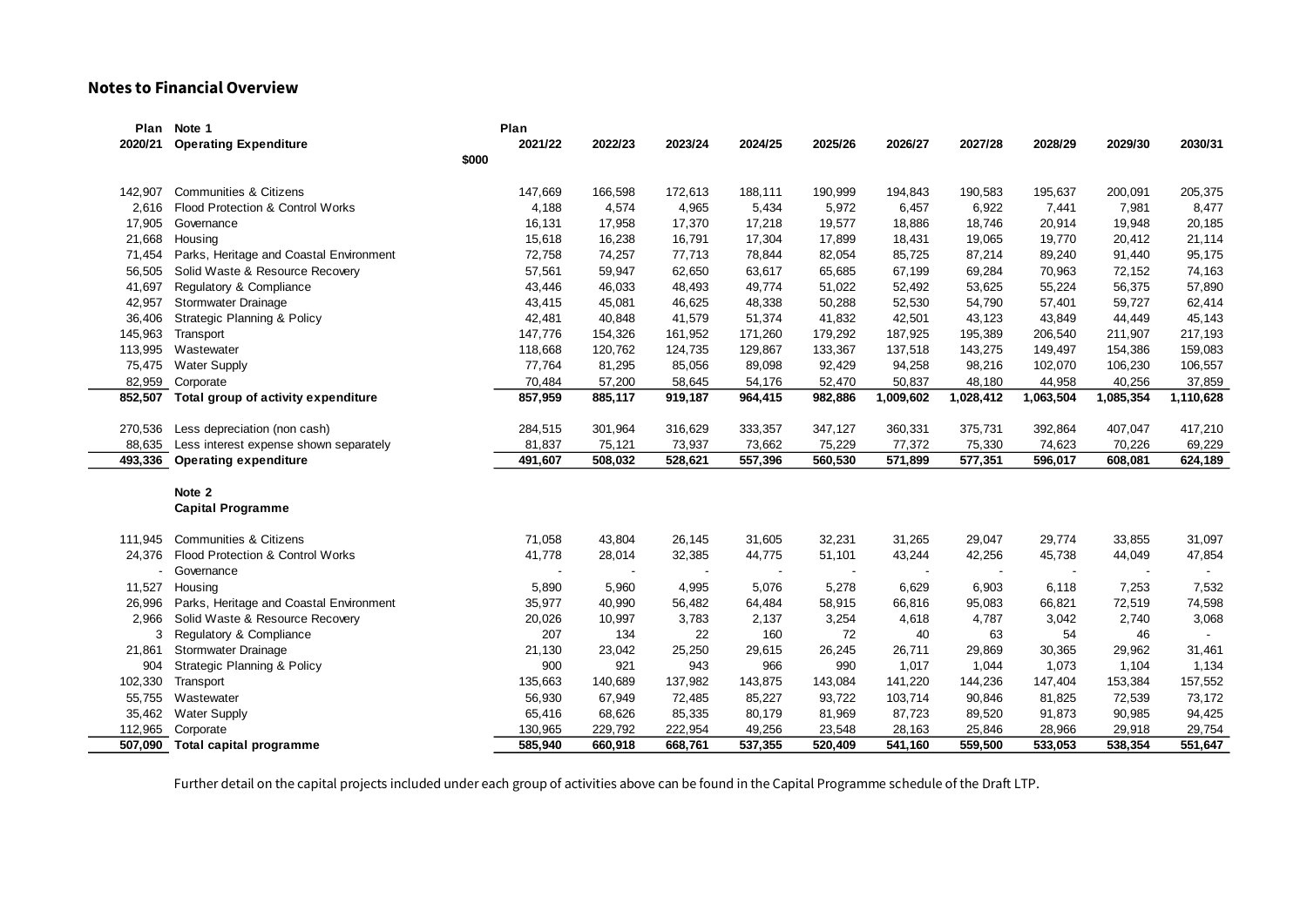## Notes to Financial Overview

| Plan 2020/21 | Note 1 Operating Expenditure $000 | Plan 2021/22 | 2022/23 | 2023/24 | 2024/25 | 2025/26 | 2026/27 | 2027/28 | 2028/29 | 2029/30 | 2030/31 |
|---|---|---|---|---|---|---|---|---|---|---|---|
| 142,907 | Communities & Citizens | 147,669 | 166,598 | 172,613 | 188,111 | 190,999 | 194,843 | 190,583 | 195,637 | 200,091 | 205,375 |
| 2,616 | Flood Protection & Control Works | 4,188 | 4,574 | 4,965 | 5,434 | 5,972 | 6,457 | 6,922 | 7,441 | 7,981 | 8,477 |
| 17,905 | Governance | 16,131 | 17,958 | 17,370 | 17,218 | 19,577 | 18,886 | 18,746 | 20,914 | 19,948 | 20,185 |
| 21,668 | Housing | 15,618 | 16,238 | 16,791 | 17,304 | 17,899 | 18,431 | 19,065 | 19,770 | 20,412 | 21,114 |
| 71,454 | Parks, Heritage and Coastal Environment | 72,758 | 74,257 | 77,713 | 78,844 | 82,054 | 85,725 | 87,214 | 89,240 | 91,440 | 95,175 |
| 56,505 | Solid Waste & Resource Recovery | 57,561 | 59,947 | 62,650 | 63,617 | 65,685 | 67,199 | 69,284 | 70,963 | 72,152 | 74,163 |
| 41,697 | Regulatory & Compliance | 43,446 | 46,033 | 48,493 | 49,774 | 51,022 | 52,492 | 53,625 | 55,224 | 56,375 | 57,890 |
| 42,957 | Stormwater Drainage | 43,415 | 45,081 | 46,625 | 48,338 | 50,288 | 52,530 | 54,790 | 57,401 | 59,727 | 62,414 |
| 36,406 | Strategic Planning & Policy | 42,481 | 40,848 | 41,579 | 51,374 | 41,832 | 42,501 | 43,123 | 43,849 | 44,449 | 45,143 |
| 145,963 | Transport | 147,776 | 154,326 | 161,952 | 171,260 | 179,292 | 187,925 | 195,389 | 206,540 | 211,907 | 217,193 |
| 113,995 | Wastewater | 118,668 | 120,762 | 124,735 | 129,867 | 133,367 | 137,518 | 143,275 | 149,497 | 154,386 | 159,083 |
| 75,475 | Water Supply | 77,764 | 81,295 | 85,056 | 89,098 | 92,429 | 94,258 | 98,216 | 102,070 | 106,230 | 106,557 |
| 82,959 | Corporate | 70,484 | 57,200 | 58,645 | 54,176 | 52,470 | 50,837 | 48,180 | 44,958 | 40,256 | 37,859 |
| **852,507** | **Total group of activity expenditure** | **857,959** | **885,117** | **919,187** | **964,415** | **982,886** | **1,009,602** | **1,028,412** | **1,063,504** | **1,085,354** | **1,110,628** |
| 270,536 | Less depreciation (non cash) | 284,515 | 301,964 | 316,629 | 333,357 | 347,127 | 360,331 | 375,731 | 392,864 | 407,047 | 417,210 |
| 88,635 | Less interest expense shown separately | 81,837 | 75,121 | 73,937 | 73,662 | 75,229 | 77,372 | 75,330 | 74,623 | 70,226 | 69,229 |
| **493,336** | **Operating expenditure** | **491,607** | **508,032** | **528,621** | **557,396** | **560,530** | **571,899** | **577,351** | **596,017** | **608,081** | **624,189** |

| Plan 2020/21 | Note 2 Capital Programme | Plan 2021/22 | 2022/23 | 2023/24 | 2024/25 | 2025/26 | 2026/27 | 2027/28 | 2028/29 | 2029/30 | 2030/31 |
|---|---|---|---|---|---|---|---|---|---|---|---|
| 111,945 | Communities & Citizens | 71,058 | 43,804 | 26,145 | 31,605 | 32,231 | 31,265 | 29,047 | 29,774 | 33,855 | 31,097 |
| 24,376 | Flood Protection & Control Works | 41,778 | 28,014 | 32,385 | 44,775 | 51,101 | 43,244 | 42,256 | 45,738 | 44,049 | 47,854 |
| - | Governance | - | - | - | - | - | - | - | - | - | - |
| 11,527 | Housing | 5,890 | 5,960 | 4,995 | 5,076 | 5,278 | 6,629 | 6,903 | 6,118 | 7,253 | 7,532 |
| 26,996 | Parks, Heritage and Coastal Environment | 35,977 | 40,990 | 56,482 | 64,484 | 58,915 | 66,816 | 95,083 | 66,821 | 72,519 | 74,598 |
| 2,966 | Solid Waste & Resource Recovery | 20,026 | 10,997 | 3,783 | 2,137 | 3,254 | 4,618 | 4,787 | 3,042 | 2,740 | 3,068 |
| 3 | Regulatory & Compliance | 207 | 134 | 22 | 160 | 72 | 40 | 63 | 54 | 46 | - |
| 21,861 | Stormwater Drainage | 21,130 | 23,042 | 25,250 | 29,615 | 26,245 | 26,711 | 29,869 | 30,365 | 29,962 | 31,461 |
| 904 | Strategic Planning & Policy | 900 | 921 | 943 | 966 | 990 | 1,017 | 1,044 | 1,073 | 1,104 | 1,134 |
| 102,330 | Transport | 135,663 | 140,689 | 137,982 | 143,875 | 143,084 | 141,220 | 144,236 | 147,404 | 153,384 | 157,552 |
| 55,755 | Wastewater | 56,930 | 67,949 | 72,485 | 85,227 | 93,722 | 103,714 | 90,846 | 81,825 | 72,539 | 73,172 |
| 35,462 | Water Supply | 65,416 | 68,626 | 85,335 | 80,179 | 81,969 | 87,723 | 89,520 | 91,873 | 90,985 | 94,425 |
| 112,965 | Corporate | 130,965 | 229,792 | 222,954 | 49,256 | 23,548 | 28,163 | 25,846 | 28,966 | 29,918 | 29,754 |
| **507,090** | **Total capital programme** | **585,940** | **660,918** | **668,761** | **537,355** | **520,409** | **541,160** | **559,500** | **533,053** | **538,354** | **551,647** |

Further detail on the capital projects included under each group of activities above can be found in the Capital Programme schedule of the Draft LTP.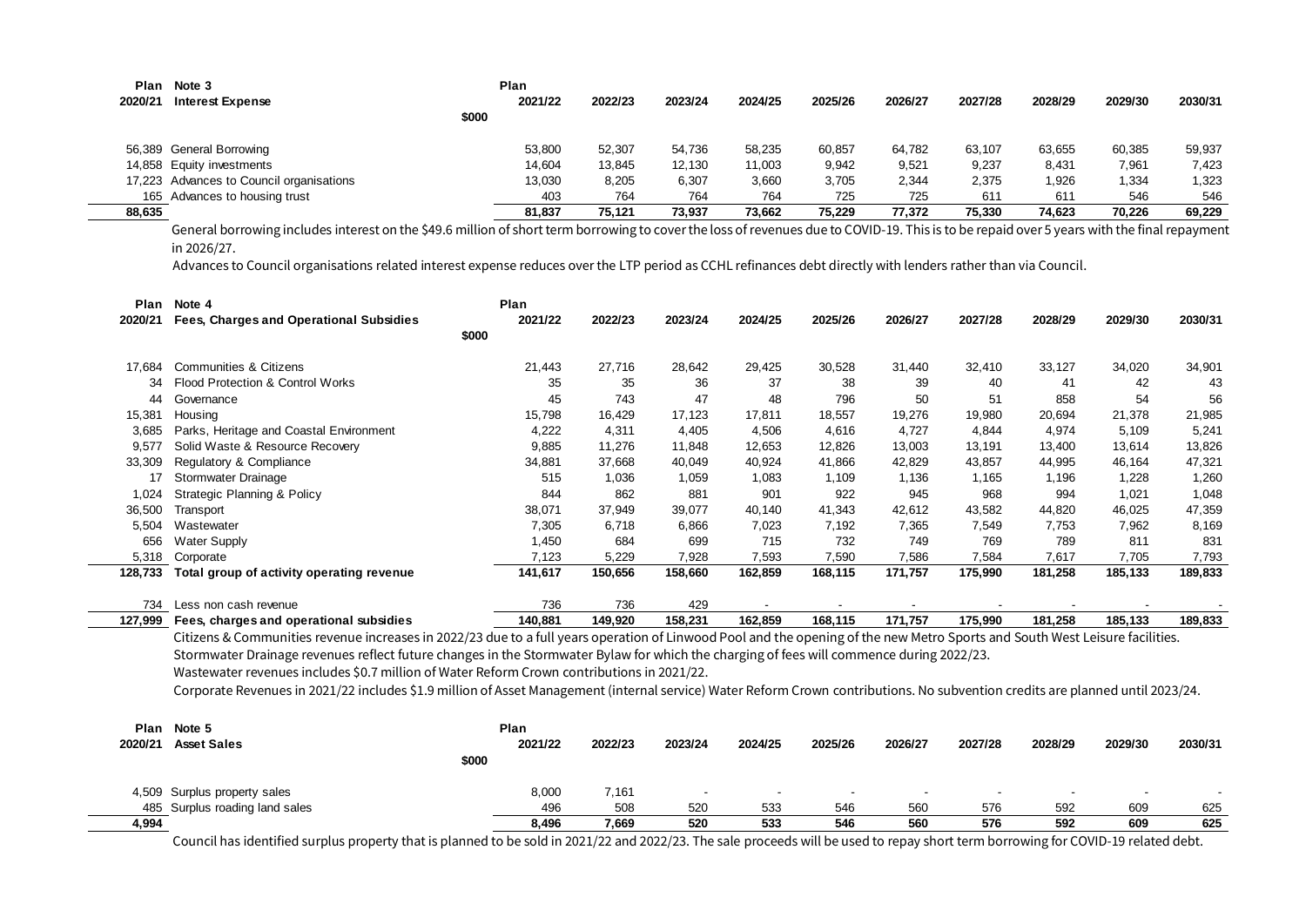| Plan 2020/21 | Note 3 Interest Expense | Plan 2021/22 | 2022/23 | 2023/24 | 2024/25 | 2025/26 | 2026/27 | 2027/28 | 2028/29 | 2029/30 | 2030/31 |
|---|---|---|---|---|---|---|---|---|---|---|---|
| | $000 | | | | | | | | | | |
| 56,389 | General Borrowing | 53,800 | 52,307 | 54,736 | 58,235 | 60,857 | 64,782 | 63,107 | 63,655 | 60,385 | 59,937 |
| 14,858 | Equity investments | 14,604 | 13,845 | 12,130 | 11,003 | 9,942 | 9,521 | 9,237 | 8,431 | 7,961 | 7,423 |
| 17,223 | Advances to Council organisations | 13,030 | 8,205 | 6,307 | 3,660 | 3,705 | 2,344 | 2,375 | 1,926 | 1,334 | 1,323 |
| 165 | Advances to housing trust | 403 | 764 | 764 | 764 | 725 | 725 | 611 | 611 | 546 | 546 |
| **88,635** | | **81,837** | **75,121** | **73,937** | **73,662** | **75,229** | **77,372** | **75,330** | **74,623** | **70,226** | **69,229** |

General borrowing includes interest on the $49.6 million of short term borrowing to cover the loss of revenues due to COVID-19. This is to be repaid over 5 years with the final repayment in 2026/27.

Advances to Council organisations related interest expense reduces over the LTP period as CCHL refinances debt directly with lenders rather than via Council.

| Plan 2020/21 | Note 4 Fees, Charges and Operational Subsidies | Plan 2021/22 | 2022/23 | 2023/24 | 2024/25 | 2025/26 | 2026/27 | 2027/28 | 2028/29 | 2029/30 | 2030/31 |
|---|---|---|---|---|---|---|---|---|---|---|---|
| | $000 | | | | | | | | | | |
| 17,684 | Communities & Citizens | 21,443 | 27,716 | 28,642 | 29,425 | 30,528 | 31,440 | 32,410 | 33,127 | 34,020 | 34,901 |
| 34 | Flood Protection & Control Works | 35 | 35 | 36 | 37 | 38 | 39 | 40 | 41 | 42 | 43 |
| 44 | Governance | 45 | 743 | 47 | 48 | 796 | 50 | 51 | 858 | 54 | 56 |
| 15,381 | Housing | 15,798 | 16,429 | 17,123 | 17,811 | 18,557 | 19,276 | 19,980 | 20,694 | 21,378 | 21,985 |
| 3,685 | Parks, Heritage and Coastal Environment | 4,222 | 4,311 | 4,405 | 4,506 | 4,616 | 4,727 | 4,844 | 4,974 | 5,109 | 5,241 |
| 9,577 | Solid Waste & Resource Recovery | 9,885 | 11,276 | 11,848 | 12,653 | 12,826 | 13,003 | 13,191 | 13,400 | 13,614 | 13,826 |
| 33,309 | Regulatory & Compliance | 34,881 | 37,668 | 40,049 | 40,924 | 41,866 | 42,829 | 43,857 | 44,995 | 46,164 | 47,321 |
| 17 | Stormwater Drainage | 515 | 1,036 | 1,059 | 1,083 | 1,109 | 1,136 | 1,165 | 1,196 | 1,228 | 1,260 |
| 1,024 | Strategic Planning & Policy | 844 | 862 | 881 | 901 | 922 | 945 | 968 | 994 | 1,021 | 1,048 |
| 36,500 | Transport | 38,071 | 37,949 | 39,077 | 40,140 | 41,343 | 42,612 | 43,582 | 44,820 | 46,025 | 47,359 |
| 5,504 | Wastewater | 7,305 | 6,718 | 6,866 | 7,023 | 7,192 | 7,365 | 7,549 | 7,753 | 7,962 | 8,169 |
| 656 | Water Supply | 1,450 | 684 | 699 | 715 | 732 | 749 | 769 | 789 | 811 | 831 |
| 5,318 | Corporate | 7,123 | 5,229 | 7,928 | 7,593 | 7,590 | 7,586 | 7,584 | 7,617 | 7,705 | 7,793 |
| **128,733** | **Total group of activity operating revenue** | **141,617** | **150,656** | **158,660** | **162,859** | **168,115** | **171,757** | **175,990** | **181,258** | **185,133** | **189,833** |
| 734 | Less non cash revenue | 736 | 736 | 429 | - | - | - | - | - | - | - |
| **127,999** | **Fees, charges and operational subsidies** | **140,881** | **149,920** | **158,231** | **162,859** | **168,115** | **171,757** | **175,990** | **181,258** | **185,133** | **189,833** |

Citizens & Communities revenue increases in 2022/23 due to a full years operation of Linwood Pool and the opening of the new Metro Sports and South West Leisure facilities.

Stormwater Drainage revenues reflect future changes in the Stormwater Bylaw for which the charging of fees will commence during 2022/23.

Wastewater revenues includes $0.7 million of Water Reform Crown contributions in 2021/22.

Corporate Revenues in 2021/22 includes $1.9 million of Asset Management (internal service) Water Reform Crown contributions. No subvention credits are planned until 2023/24.

| Plan 2020/21 | Note 5 Asset Sales | Plan 2021/22 | 2022/23 | 2023/24 | 2024/25 | 2025/26 | 2026/27 | 2027/28 | 2028/29 | 2029/30 | 2030/31 |
|---|---|---|---|---|---|---|---|---|---|---|---|
| | $000 | | | | | | | | | | |
| 4,509 | Surplus property sales | 8,000 | 7,161 | - | - | - | - | - | - | - | - |
| 485 | Surplus roading land sales | 496 | 508 | 520 | 533 | 546 | 560 | 576 | 592 | 609 | 625 |
| **4,994** | | **8,496** | **7,669** | **520** | **533** | **546** | **560** | **576** | **592** | **609** | **625** |

Council has identified surplus property that is planned to be sold in 2021/22 and 2022/23. The sale proceeds will be used to repay short term borrowing for COVID-19 related debt.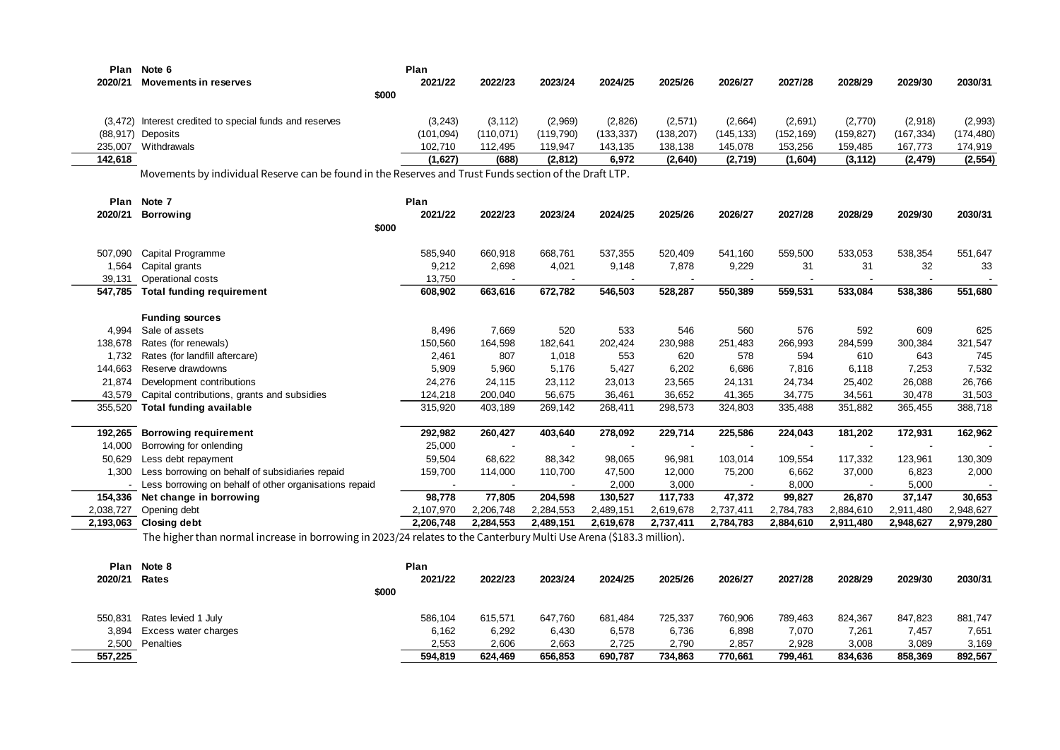| Plan 2020/21 | Note 6 Movements in reserves $000 | Plan 2021/22 | 2022/23 | 2023/24 | 2024/25 | 2025/26 | 2026/27 | 2027/28 | 2028/29 | 2029/30 | 2030/31 |
|---|---|---|---|---|---|---|---|---|---|---|---|
| (3,472) | Interest credited to special funds and reserves | (3,243) | (3,112) | (2,969) | (2,826) | (2,571) | (2,664) | (2,691) | (2,770) | (2,918) | (2,993) |
| (88,917) | Deposits | (101,094) | (110,071) | (119,790) | (133,337) | (138,207) | (145,133) | (152,169) | (159,827) | (167,334) | (174,480) |
| 235,007 | Withdrawals | 102,710 | 112,495 | 119,947 | 143,135 | 138,138 | 145,078 | 153,256 | 159,485 | 167,773 | 174,919 |
| **142,618** | | **(1,627)** | **(688)** | **(2,812)** | **6,972** | **(2,640)** | **(2,719)** | **(1,604)** | **(3,112)** | **(2,479)** | **(2,554)** |

Movements by individual Reserve can be found in the Reserves and Trust Funds section of the Draft LTP.

| Plan 2020/21 | Note 7 Borrowing $000 | Plan 2021/22 | 2022/23 | 2023/24 | 2024/25 | 2025/26 | 2026/27 | 2027/28 | 2028/29 | 2029/30 | 2030/31 |
|---|---|---|---|---|---|---|---|---|---|---|---|
| 507,090 | Capital Programme | 585,940 | 660,918 | 668,761 | 537,355 | 520,409 | 541,160 | 559,500 | 533,053 | 538,354 | 551,647 |
| 1,564 | Capital grants | 9,212 | 2,698 | 4,021 | 9,148 | 7,878 | 9,229 | 31 | 31 | 32 | 33 |
| 39,131 | Operational costs | 13,750 | - | - | - | - | - | - | - | - | - |
| **547,785** | **Total funding requirement** | **608,902** | **663,616** | **672,782** | **546,503** | **528,287** | **550,389** | **559,531** | **533,084** | **538,386** | **551,680** |
| | **Funding sources** | | | | | | | | | | |
| 4,994 | Sale of assets | 8,496 | 7,669 | 520 | 533 | 546 | 560 | 576 | 592 | 609 | 625 |
| 138,678 | Rates (for renewals) | 150,560 | 164,598 | 182,641 | 202,424 | 230,988 | 251,483 | 266,993 | 284,599 | 300,384 | 321,547 |
| 1,732 | Rates (for landfill aftercare) | 2,461 | 807 | 1,018 | 553 | 620 | 578 | 594 | 610 | 643 | 745 |
| 144,663 | Reserve drawdowns | 5,909 | 5,960 | 5,176 | 5,427 | 6,202 | 6,686 | 7,816 | 6,118 | 7,253 | 7,532 |
| 21,874 | Development contributions | 24,276 | 24,115 | 23,112 | 23,013 | 23,565 | 24,131 | 24,734 | 25,402 | 26,088 | 26,766 |
| 43,579 | Capital contributions, grants and subsidies | 124,218 | 200,040 | 56,675 | 36,461 | 36,652 | 41,365 | 34,775 | 34,561 | 30,478 | 31,503 |
| 355,520 | **Total funding available** | 315,920 | 403,189 | 269,142 | 268,411 | 298,573 | 324,803 | 335,488 | 351,882 | 365,455 | 388,718 |
| **192,265** | **Borrowing requirement** | **292,982** | **260,427** | **403,640** | **278,092** | **229,714** | **225,586** | **224,043** | **181,202** | **172,931** | **162,962** |
| 14,000 | Borrowing for onlending | 25,000 | - | - | - | - | - | - | - | - | - |
| 50,629 | Less debt repayment | 59,504 | 68,622 | 88,342 | 98,065 | 96,981 | 103,014 | 109,554 | 117,332 | 123,961 | 130,309 |
| 1,300 | Less borrowing on behalf of subsidiaries repaid | 159,700 | 114,000 | 110,700 | 47,500 | 12,000 | 75,200 | 6,662 | 37,000 | 6,823 | 2,000 |
| - | Less borrowing on behalf of other organisations repaid | - | - | - | 2,000 | 3,000 | - | 8,000 | - | 5,000 | - |
| **154,336** | **Net change in borrowing** | **98,778** | **77,805** | **204,598** | **130,527** | **117,733** | **47,372** | **99,827** | **26,870** | **37,147** | **30,653** |
| 2,038,727 | Opening debt | 2,107,970 | 2,206,748 | 2,284,553 | 2,489,151 | 2,619,678 | 2,737,411 | 2,784,783 | 2,884,610 | 2,911,480 | 2,948,627 |
| **2,193,063** | **Closing debt** | **2,206,748** | **2,284,553** | **2,489,151** | **2,619,678** | **2,737,411** | **2,784,783** | **2,884,610** | **2,911,480** | **2,948,627** | **2,979,280** |

The higher than normal increase in borrowing in 2023/24 relates to the Canterbury Multi Use Arena ($183.3 million).

| Plan 2020/21 | Note 8 Rates $000 | Plan 2021/22 | 2022/23 | 2023/24 | 2024/25 | 2025/26 | 2026/27 | 2027/28 | 2028/29 | 2029/30 | 2030/31 |
|---|---|---|---|---|---|---|---|---|---|---|---|
| 550,831 | Rates levied 1 July | 586,104 | 615,571 | 647,760 | 681,484 | 725,337 | 760,906 | 789,463 | 824,367 | 847,823 | 881,747 |
| 3,894 | Excess water charges | 6,162 | 6,292 | 6,430 | 6,578 | 6,736 | 6,898 | 7,070 | 7,261 | 7,457 | 7,651 |
| 2,500 | Penalties | 2,553 | 2,606 | 2,663 | 2,725 | 2,790 | 2,857 | 2,928 | 3,008 | 3,089 | 3,169 |
| **557,225** | | **594,819** | **624,469** | **656,853** | **690,787** | **734,863** | **770,661** | **799,461** | **834,636** | **858,369** | **892,567** |